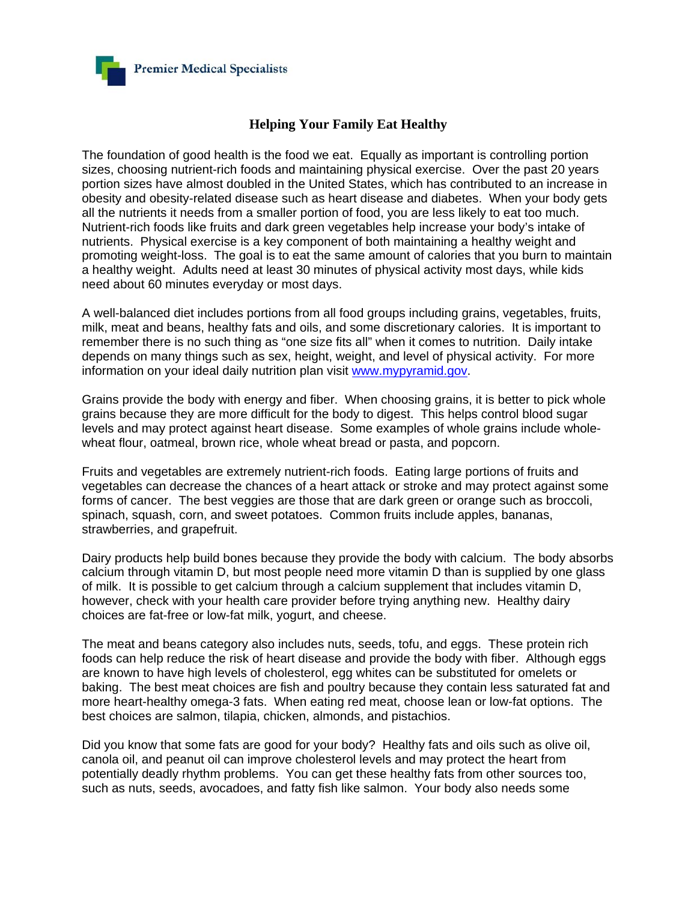Premier Medical Specialists

# Helping Your Family Eat Healthy

The foundation of good health is the food we eat. Equally as important is controlling portion sizes, choosing nutrient-rich foods and maintaining physical exercise. Over the past 20 years portion sizes have almost doubled in the United States, which has contributed to an increase in obesity and obesity-related disease such as heart disease and diabetes. When your body gets all the nutrients it needs from a smaller portion of food, you are less likely to eat too much. Nutrient-rich foods like fruits and dark green vegetables help increase your body's intake of nutrients. Physical exercise is a key component of both maintaining a healthy weight and promoting weight-loss. The goal is to eat the same amount of calories that you burn to maintain a healthy weight. Adults need at least 30 minutes of physical activity most days, while kids need about 60 minutes everyday or most days.

A well-balanced diet includes portions from all food groups including grains, vegetables, fruits, milk, meat and beans, healthy fats and oils, and some discretionary calories. It is important to remember there is no such thing as "one size fits all" when it comes to nutrition. Daily intake depends on many things such as sex, height, weight, and level of physical activity. For more information on your ideal daily nutrition plan visit [www.mypyramid.gov](http://www.mypyramid.gov).

Grains provide the body with energy and fiber. When choosing grains, it is better to pick whole grains because they are more difficult for the body to digest. This helps control blood sugar levels and may protect against heart disease. Some examples of whole grains include whole-wheat flour, oatmeal, brown rice, whole wheat bread or pasta, and popcorn.

Fruits and vegetables are extremely nutrient-rich foods. Eating large portions of fruits and vegetables can decrease the chances of a heart attack or stroke and may protect against some forms of cancer. The best veggies are those that are dark green or orange such as broccoli, spinach, squash, corn, and sweet potatoes. Common fruits include apples, bananas, strawberries, and grapefruit.

Dairy products help build bones because they provide the body with calcium. The body absorbs calcium through vitamin D, but most people need more vitamin D than is supplied by one glass of milk. It is possible to get calcium through a calcium supplement that includes vitamin D, however, check with your health care provider before trying anything new. Healthy dairy choices are fat-free or low-fat milk, yogurt, and cheese.

The meat and beans category also includes nuts, seeds, tofu, and eggs. These protein rich foods can help reduce the risk of heart disease and provide the body with fiber. Although eggs are known to have high levels of cholesterol, egg whites can be substituted for omelets or baking. The best meat choices are fish and poultry because they contain less saturated fat and more heart-healthy omega-3 fats. When eating red meat, choose lean or low-fat options. The best choices are salmon, tilapia, chicken, almonds, and pistachios.

Did you know that some fats are good for your body? Healthy fats and oils such as olive oil, canola oil, and peanut oil can improve cholesterol levels and may protect the heart from potentially deadly rhythm problems. You can get these healthy fats from other sources too, such as nuts, seeds, avocadoes, and fatty fish like salmon. Your body also needs some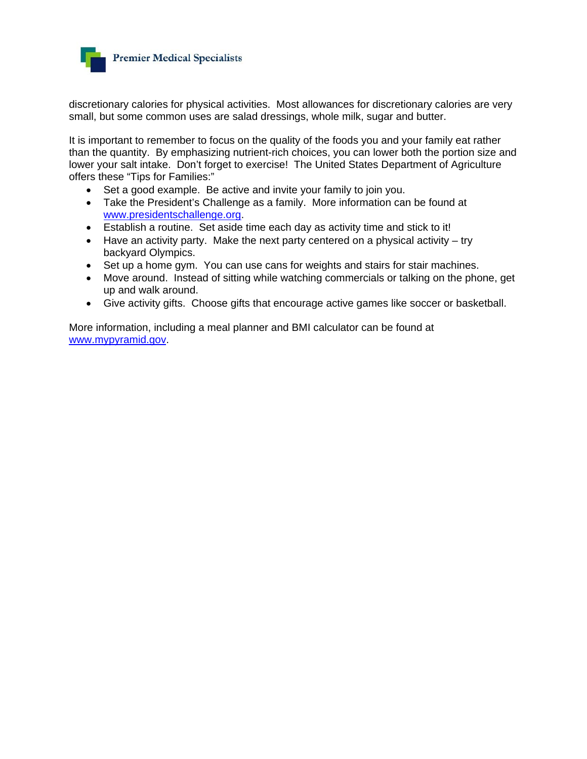discretionary calories for physical activities. Most allowances for discretionary calories are very small, but some common uses are salad dressings, whole milk, sugar and butter.

It is important to remember to focus on the quality of the foods you and your family eat rather than the quantity. By emphasizing nutrient-rich choices, you can lower both the portion size and lower your salt intake. Don't forget to exercise! The United States Department of Agriculture offers these "Tips for Families:"

- Set a good example. Be active and invite your family to join you.
- Take the President's Challenge as a family. More information can be found at [www.presidentschallenge.org](www.presidentschallenge.org).
- Establish a routine. Set aside time each day as activity time and stick to it!
- Have an activity party. Make the next party centered on a physical activity – try backyard Olympics.
- Set up a home gym. You can use cans for weights and stairs for stair machines.
- Move around. Instead of sitting while watching commercials or talking on the phone, get up and walk around.
- Give activity gifts. Choose gifts that encourage active games like soccer or basketball.

More information, including a meal planner and BMI calculator can be found at [www.mypyramid.gov](www.mypyramid.gov).